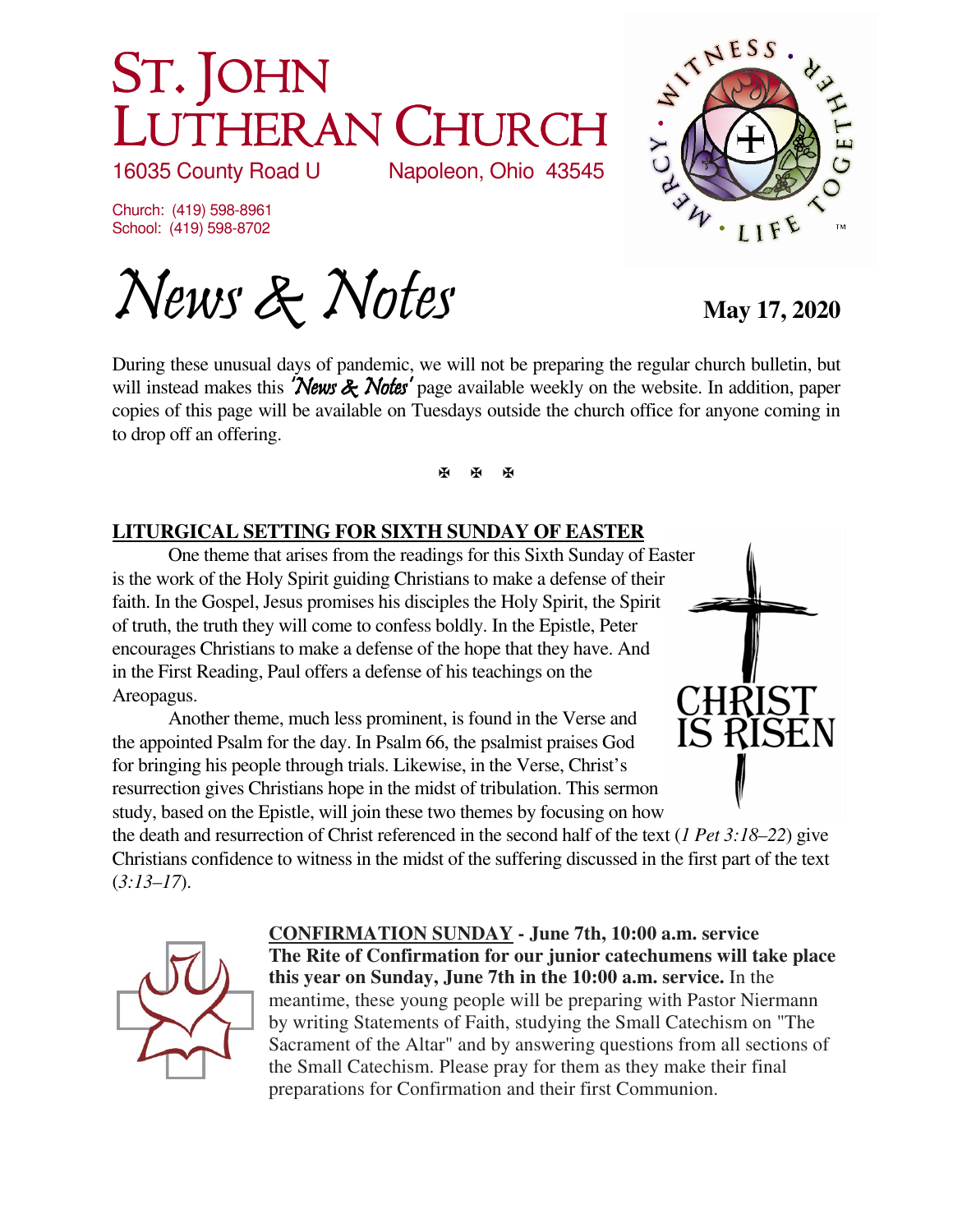# ST. JOHN LUTHERAN CHURCH

16035 County Road U Napoleon, Ohio 43545

Church: (419) 598-8961
School: (419) 598-8702

# *News & Notes*

**May 17, 2020**

During these unusual days of pandemic, we will not be preparing the regular church bulletin, but will instead makes this *'News & Notes'* page available weekly on the website. In addition, paper copies of this page will be available on Tuesdays outside the church office for anyone coming in to drop off an offering.

✠ ✠ ✠

## LITURGICAL SETTING FOR SIXTH SUNDAY OF EASTER

One theme that arises from the readings for this Sixth Sunday of Easter is the work of the Holy Spirit guiding Christians to make a defense of their faith. In the Gospel, Jesus promises his disciples the Holy Spirit, the Spirit of truth, the truth they will come to confess boldly. In the Epistle, Peter encourages Christians to make a defense of the hope that they have. And in the First Reading, Paul offers a defense of his teachings on the Areopagus.

Another theme, much less prominent, is found in the Verse and the appointed Psalm for the day. In Psalm 66, the psalmist praises God for bringing his people through trials. Likewise, in the Verse, Christ's resurrection gives Christians hope in the midst of tribulation. This sermon study, based on the Epistle, will join these two themes by focusing on how the death and resurrection of Christ referenced in the second half of the text (*1 Pet 3:18–22*) give Christians confidence to witness in the midst of the suffering discussed in the first part of the text (*3:13–17*).

CHRIST IS RISEN

## CONFIRMATION SUNDAY - June 7th, 10:00 a.m. service

**The Rite of Confirmation for our junior catechumens will take place this year on Sunday, June 7th in the 10:00 a.m. service.** In the meantime, these young people will be preparing with Pastor Niermann by writing Statements of Faith, studying the Small Catechism on "The Sacrament of the Altar" and by answering questions from all sections of the Small Catechism. Please pray for them as they make their final preparations for Confirmation and their first Communion.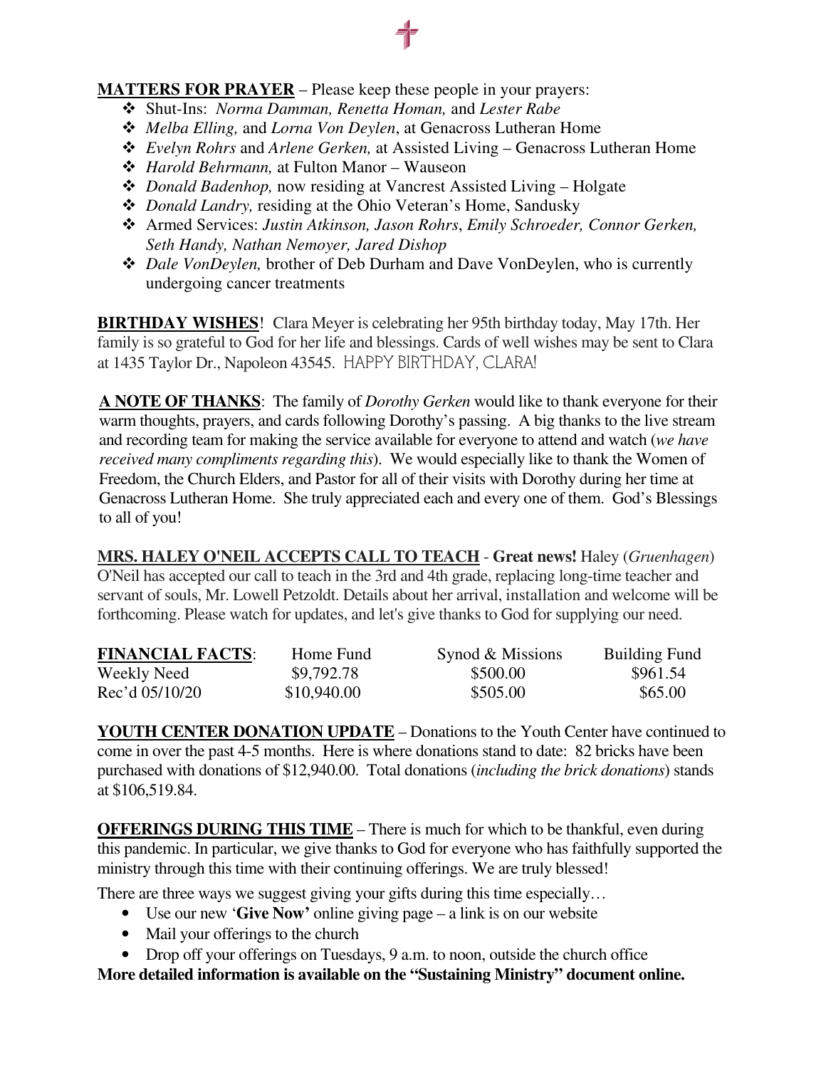**MATTERS FOR PRAYER** – Please keep these people in your prayers:

- Shut-Ins: *Norma Damman, Renetta Homan,* and *Lester Rabe*
- *Melba Elling,* and *Lorna Von Deylen*, at Genacross Lutheran Home
- *Evelyn Rohrs* and *Arlene Gerken,* at Assisted Living – Genacross Lutheran Home
- *Harold Behrmann,* at Fulton Manor – Wauseon
- *Donald Badenhop,* now residing at Vancrest Assisted Living – Holgate
- *Donald Landry,* residing at the Ohio Veteran's Home, Sandusky
- Armed Services: *Justin Atkinson, Jason Rohrs*, *Emily Schroeder, Connor Gerken, Seth Handy, Nathan Nemoyer, Jared Dishop*
- *Dale VonDeylen,* brother of Deb Durham and Dave VonDeylen, who is currently undergoing cancer treatments

**BIRTHDAY WISHES**! Clara Meyer is celebrating her 95th birthday today, May 17th. Her family is so grateful to God for her life and blessings. Cards of well wishes may be sent to Clara at 1435 Taylor Dr., Napoleon 43545. HAPPY BIRTHDAY, CLARA!

**A NOTE OF THANKS**: The family of *Dorothy Gerken* would like to thank everyone for their warm thoughts, prayers, and cards following Dorothy's passing. A big thanks to the live stream and recording team for making the service available for everyone to attend and watch (*we have received many compliments regarding this*). We would especially like to thank the Women of Freedom, the Church Elders, and Pastor for all of their visits with Dorothy during her time at Genacross Lutheran Home. She truly appreciated each and every one of them. God's Blessings to all of you!

**MRS. HALEY O'NEIL ACCEPTS CALL TO TEACH** - **Great news!** Haley (*Gruenhagen*) O'Neil has accepted our call to teach in the 3rd and 4th grade, replacing long-time teacher and servant of souls, Mr. Lowell Petzoldt. Details about her arrival, installation and welcome will be forthcoming. Please watch for updates, and let's give thanks to God for supplying our need.

| **FINANCIAL FACTS**: | Home Fund | Synod & Missions | Building Fund |
|---|---|---|---|
| Weekly Need | $9,792.78 | $500.00 | $961.54 |
| Rec'd 05/10/20 | $10,940.00 | $505.00 | $65.00 |

**YOUTH CENTER DONATION UPDATE** – Donations to the Youth Center have continued to come in over the past 4-5 months. Here is where donations stand to date: 82 bricks have been purchased with donations of $12,940.00. Total donations (*including the brick donations*) stands at $106,519.84.

**OFFERINGS DURING THIS TIME** – There is much for which to be thankful, even during this pandemic. In particular, we give thanks to God for everyone who has faithfully supported the ministry through this time with their continuing offerings. We are truly blessed!

There are three ways we suggest giving your gifts during this time especially…

- Use our new '**Give Now'** online giving page – a link is on our website
- Mail your offerings to the church
- Drop off your offerings on Tuesdays, 9 a.m. to noon, outside the church office

**More detailed information is available on the "Sustaining Ministry" document online.**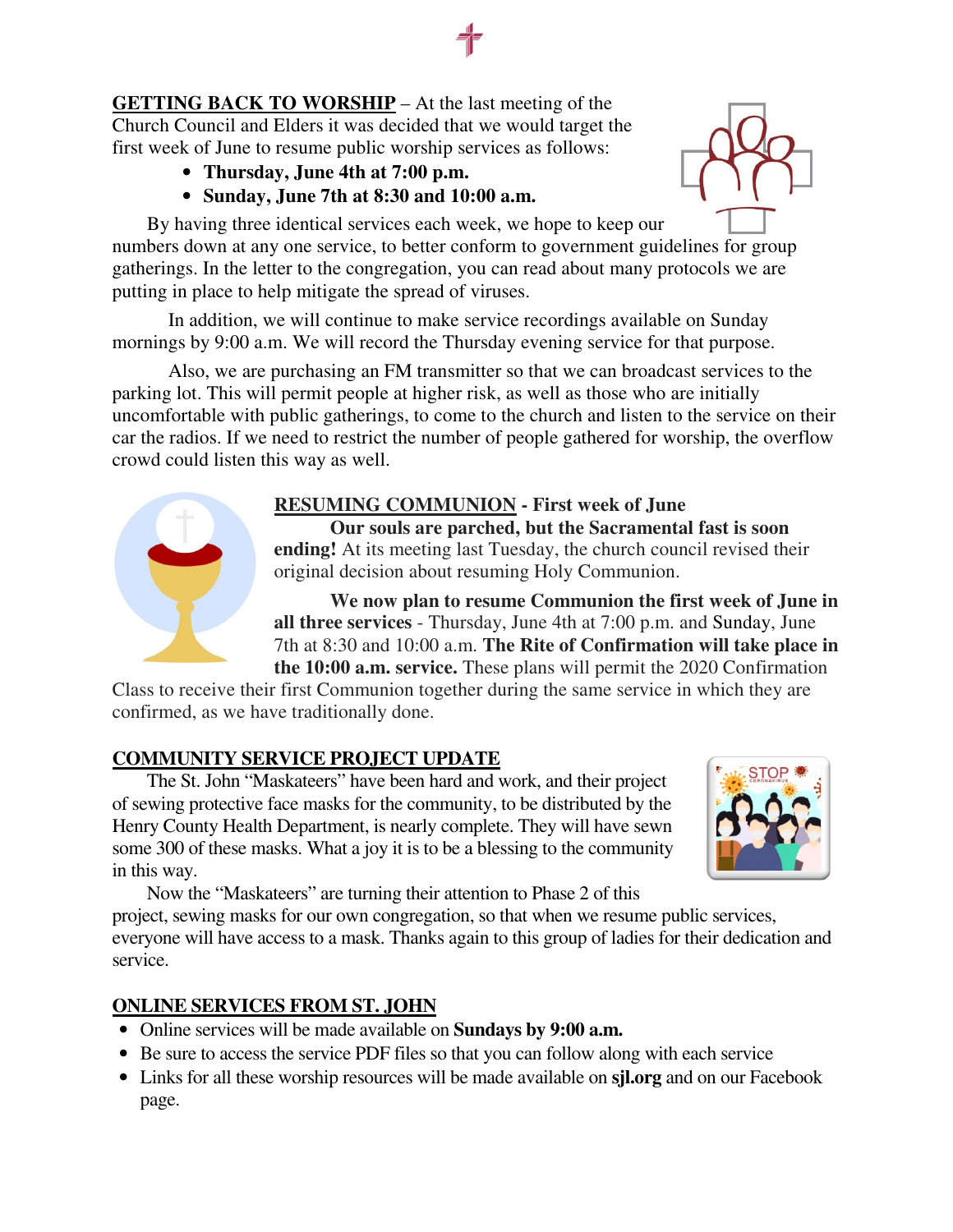**GETTING BACK TO WORSHIP** – At the last meeting of the Church Council and Elders it was decided that we would target the first week of June to resume public worship services as follows:

- **Thursday, June 4th at 7:00 p.m.**
- **Sunday, June 7th at 8:30 and 10:00 a.m.**

By having three identical services each week, we hope to keep our numbers down at any one service, to better conform to government guidelines for group gatherings. In the letter to the congregation, you can read about many protocols we are putting in place to help mitigate the spread of viruses.

In addition, we will continue to make service recordings available on Sunday mornings by 9:00 a.m. We will record the Thursday evening service for that purpose.

Also, we are purchasing an FM transmitter so that we can broadcast services to the parking lot. This will permit people at higher risk, as well as those who are initially uncomfortable with public gatherings, to come to the church and listen to the service on their car the radios. If we need to restrict the number of people gathered for worship, the overflow crowd could listen this way as well.

**RESUMING COMMUNION - First week of June**

**Our souls are parched, but the Sacramental fast is soon ending!** At its meeting last Tuesday, the church council revised their original decision about resuming Holy Communion.

**We now plan to resume Communion the first week of June in all three services** - Thursday, June 4th at 7:00 p.m. and Sunday, June 7th at 8:30 and 10:00 a.m. **The Rite of Confirmation will take place in the 10:00 a.m. service.** These plans will permit the 2020 Confirmation Class to receive their first Communion together during the same service in which they are confirmed, as we have traditionally done.

**COMMUNITY SERVICE PROJECT UPDATE**

The St. John "Maskateers" have been hard and work, and their project of sewing protective face masks for the community, to be distributed by the Henry County Health Department, is nearly complete. They will have sewn some 300 of these masks. What a joy it is to be a blessing to the community in this way.

Now the "Maskateers" are turning their attention to Phase 2 of this project, sewing masks for our own congregation, so that when we resume public services, everyone will have access to a mask. Thanks again to this group of ladies for their dedication and service.

**ONLINE SERVICES FROM ST. JOHN**

- Online services will be made available on **Sundays by 9:00 a.m.**
- Be sure to access the service PDF files so that you can follow along with each service
- Links for all these worship resources will be made available on **sjl.org** and on our Facebook page.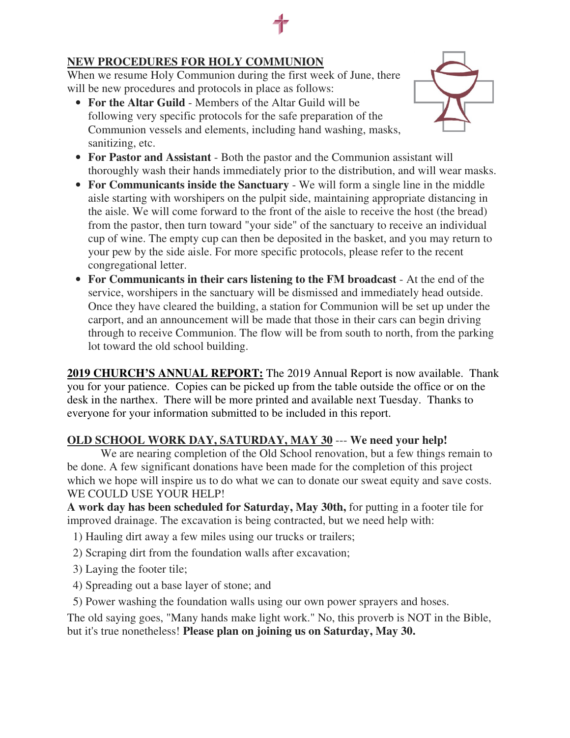## NEW PROCEDURES FOR HOLY COMMUNION

When we resume Holy Communion during the first week of June, there will be new procedures and protocols in place as follows:

- **For the Altar Guild** - Members of the Altar Guild will be following very specific protocols for the safe preparation of the Communion vessels and elements, including hand washing, masks, sanitizing, etc.
- **For Pastor and Assistant** - Both the pastor and the Communion assistant will thoroughly wash their hands immediately prior to the distribution, and will wear masks.
- **For Communicants inside the Sanctuary** - We will form a single line in the middle aisle starting with worshipers on the pulpit side, maintaining appropriate distancing in the aisle. We will come forward to the front of the aisle to receive the host (the bread) from the pastor, then turn toward "your side" of the sanctuary to receive an individual cup of wine. The empty cup can then be deposited in the basket, and you may return to your pew by the side aisle. For more specific protocols, please refer to the recent congregational letter.
- **For Communicants in their cars listening to the FM broadcast** - At the end of the service, worshipers in the sanctuary will be dismissed and immediately head outside. Once they have cleared the building, a station for Communion will be set up under the carport, and an announcement will be made that those in their cars can begin driving through to receive Communion. The flow will be from south to north, from the parking lot toward the old school building.

**2019 CHURCH'S ANNUAL REPORT:** The 2019 Annual Report is now available. Thank you for your patience. Copies can be picked up from the table outside the office or on the desk in the narthex. There will be more printed and available next Tuesday. Thanks to everyone for your information submitted to be included in this report.

## OLD SCHOOL WORK DAY, SATURDAY, MAY 30 --- We need your help!

We are nearing completion of the Old School renovation, but a few things remain to be done. A few significant donations have been made for the completion of this project which we hope will inspire us to do what we can to donate our sweat equity and save costs. WE COULD USE YOUR HELP!

**A work day has been scheduled for Saturday, May 30th,** for putting in a footer tile for improved drainage. The excavation is being contracted, but we need help with:

1) Hauling dirt away a few miles using our trucks or trailers;
2) Scraping dirt from the foundation walls after excavation;
3) Laying the footer tile;
4) Spreading out a base layer of stone; and
5) Power washing the foundation walls using our own power sprayers and hoses.

The old saying goes, "Many hands make light work." No, this proverb is NOT in the Bible, but it's true nonetheless! **Please plan on joining us on Saturday, May 30.**